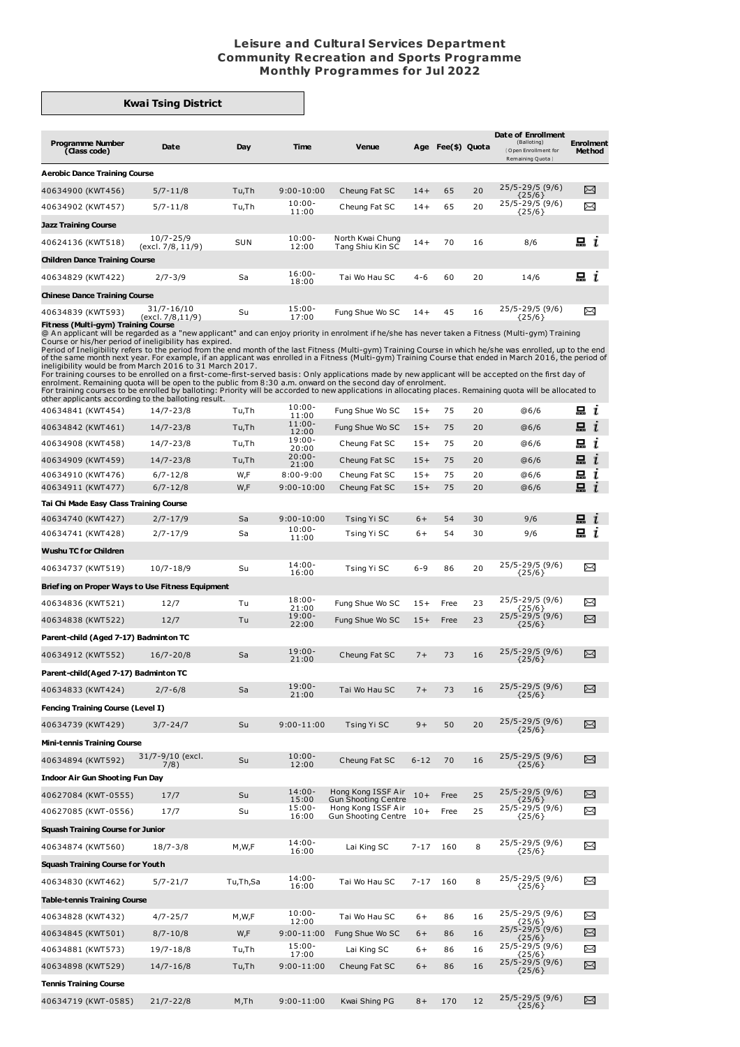# Leisure and Cultural Services Department
# Community Recreation and Sports Programme
# Monthly Programmes for Jul 2022

## Kwai Tsing District

| Programme Number (Class code) | Date | Day | Time | Venue | Age | Fee($) | Quota | Date of Enrollment (Balloting) {Open Enrollment for Remaining Quota} | Enrolment Method |
|---|---|---|---|---|---|---|---|---|---|
| **Aerobic Dance Training Course** | | | | | | | | | |
| 40634900 (KWT456) | 5/7-11/8 | Tu,Th | 9:00-10:00 | Cheung Fat SC | 14+ | 65 | 20 | 25/5-29/5 (9/6) {25/6} | ✉ |
| 40634902 (KWT457) | 5/7-11/8 | Tu,Th | 10:00-11:00 | Cheung Fat SC | 14+ | 65 | 20 | 25/5-29/5 (9/6) {25/6} | ✉ |
| **Jazz Training Course** | | | | | | | | | |
| 40624136 (KWT518) | 10/7-25/9 (excl. 7/8, 11/9) | SUN | 10:00-12:00 | North Kwai Chung Tang Shiu Kin SC | 14+ | 70 | 16 | 8/6 | 💻 i |
| **Children Dance Training Course** | | | | | | | | | |
| 40634829 (KWT422) | 2/7-3/9 | Sa | 16:00-18:00 | Tai Wo Hau SC | 4-6 | 60 | 20 | 14/6 | 💻 i |
| **Chinese Dance Training Course** | | | | | | | | | |
| 40634839 (KWT593) | 31/7-16/10 (excl. 7/8,11/9) | Su | 15:00-17:00 | Fung Shue Wo SC | 14+ | 45 | 16 | 25/5-29/5 (9/6) {25/6} | ✉ |

**Fitness (Multi-gym) Training Course**

@ An applicant will be regarded as a "new applicant" and can enjoy priority in enrolment if he/she has never taken a Fitness (Multi-gym) Training Course or his/her period of ineligibility has expired.
Period of Ineligibility refers to the period from the end month of the last Fitness (Multi-gym) Training Course in which he/she was enrolled, up to the end of the same month next year. For example, if an applicant was enrolled in a Fitness (Multi-gym) Training Course that ended in March 2016, the period of ineligibility would be from March 2016 to 31 March 2017.
For training courses to be enrolled on a first-come-first-served basis: Only applications made by new applicant will be accepted on the first day of enrolment. Remaining quota will be open to the public from 8:30 a.m. onward on the second day of enrolment.
For training courses to be enrolled by balloting: Priority will be accorded to new applications in allocating places. Remaining quota will be allocated to other applicants according to the balloting result.

| Programme Number (Class code) | Date | Day | Time | Venue | Age | Fee($) | Quota | Date of Enrollment (Balloting) {Open Enrollment for Remaining Quota} | Enrolment Method |
|---|---|---|---|---|---|---|---|---|---|
| 40634841 (KWT454) | 14/7-23/8 | Tu,Th | 10:00-11:00 | Fung Shue Wo SC | 15+ | 75 | 20 | @6/6 | 💻 i |
| 40634842 (KWT461) | 14/7-23/8 | Tu,Th | 11:00-12:00 | Fung Shue Wo SC | 15+ | 75 | 20 | @6/6 | 💻 i |
| 40634908 (KWT458) | 14/7-23/8 | Tu,Th | 19:00-20:00 | Cheung Fat SC | 15+ | 75 | 20 | @6/6 | 💻 i |
| 40634909 (KWT459) | 14/7-23/8 | Tu,Th | 20:00-21:00 | Cheung Fat SC | 15+ | 75 | 20 | @6/6 | 💻 i |
| 40634910 (KWT476) | 6/7-12/8 | W,F | 8:00-9:00 | Cheung Fat SC | 15+ | 75 | 20 | @6/6 | 💻 i |
| 40634911 (KWT477) | 6/7-12/8 | W,F | 9:00-10:00 | Cheung Fat SC | 15+ | 75 | 20 | @6/6 | 💻 i |
| **Tai Chi Made Easy Class Training Course** | | | | | | | | | |
| 40634740 (KWT427) | 2/7-17/9 | Sa | 9:00-10:00 | Tsing Yi SC | 6+ | 54 | 30 | 9/6 | 💻 i |
| 40634741 (KWT428) | 2/7-17/9 | Sa | 10:00-11:00 | Tsing Yi SC | 6+ | 54 | 30 | 9/6 | 💻 i |
| **Wushu TC for Children** | | | | | | | | | |
| 40634737 (KWT519) | 10/7-18/9 | Su | 14:00-16:00 | Tsing Yi SC | 6-9 | 86 | 20 | 25/5-29/5 (9/6) {25/6} | ✉ |
| **Briefing on Proper Ways to Use Fitness Equipment** | | | | | | | | | |
| 40634836 (KWT521) | 12/7 | Tu | 18:00-21:00 | Fung Shue Wo SC | 15+ | Free | 23 | 25/5-29/5 (9/6) {25/6} | ✉ |
| 40634838 (KWT522) | 12/7 | Tu | 19:00-22:00 | Fung Shue Wo SC | 15+ | Free | 23 | 25/5-29/5 (9/6) {25/6} | ✉ |
| **Parent-child (Aged 7-17) Badminton TC** | | | | | | | | | |
| 40634912 (KWT552) | 16/7-20/8 | Sa | 19:00-21:00 | Cheung Fat SC | 7+ | 73 | 16 | 25/5-29/5 (9/6) {25/6} | ✉ |
| **Parent-child(Aged 7-17) Badminton TC** | | | | | | | | | |
| 40634833 (KWT424) | 2/7-6/8 | Sa | 19:00-21:00 | Tai Wo Hau SC | 7+ | 73 | 16 | 25/5-29/5 (9/6) {25/6} | ✉ |
| **Fencing Training Course (Level I)** | | | | | | | | | |
| 40634739 (KWT429) | 3/7-24/7 | Su | 9:00-11:00 | Tsing Yi SC | 9+ | 50 | 20 | 25/5-29/5 (9/6) {25/6} | ✉ |
| **Mini-tennis Training Course** | | | | | | | | | |
| 40634894 (KWT592) | 31/7-9/10 (excl. 7/8) | Su | 10:00-12:00 | Cheung Fat SC | 6-12 | 70 | 16 | 25/5-29/5 (9/6) {25/6} | ✉ |
| **Indoor Air Gun Shooting Fun Day** | | | | | | | | | |
| 40627084 (KWT-0555) | 17/7 | Su | 14:00-15:00 | Hong Kong ISSF Air Gun Shooting Centre | 10+ | Free | 25 | 25/5-29/5 (9/6) {25/6} | ✉ |
| 40627085 (KWT-0556) | 17/7 | Su | 15:00-16:00 | Hong Kong ISSF Air Gun Shooting Centre | 10+ | Free | 25 | 25/5-29/5 (9/6) {25/6} | ✉ |
| **Squash Training Course for Junior** | | | | | | | | | |
| 40634874 (KWT560) | 18/7-3/8 | M,W,F | 14:00-16:00 | Lai King SC | 7-17 | 160 | 8 | 25/5-29/5 (9/6) {25/6} | ✉ |
| **Squash Training Course for Youth** | | | | | | | | | |
| 40634830 (KWT462) | 5/7-21/7 | Tu,Th,Sa | 14:00-16:00 | Tai Wo Hau SC | 7-17 | 160 | 8 | 25/5-29/5 (9/6) {25/6} | ✉ |
| **Table-tennis Training Course** | | | | | | | | | |
| 40634828 (KWT432) | 4/7-25/7 | M,W,F | 10:00-12:00 | Tai Wo Hau SC | 6+ | 86 | 16 | 25/5-29/5 (9/6) {25/6} | ✉ |
| 40634845 (KWT501) | 8/7-10/8 | W,F | 9:00-11:00 | Fung Shue Wo SC | 6+ | 86 | 16 | 25/5-29/5 (9/6) {25/6} | ✉ |
| 40634881 (KWT573) | 19/7-18/8 | Tu,Th | 15:00-17:00 | Lai King SC | 6+ | 86 | 16 | 25/5-29/5 (9/6) {25/6} | ✉ |
| 40634898 (KWT529) | 14/7-16/8 | Tu,Th | 9:00-11:00 | Cheung Fat SC | 6+ | 86 | 16 | 25/5-29/5 (9/6) {25/6} | ✉ |
| **Tennis Training Course** | | | | | | | | | |
| 40634719 (KWT-0585) | 21/7-22/8 | M,Th | 9:00-11:00 | Kwai Shing PG | 8+ | 170 | 12 | 25/5-29/5 (9/6) {25/6} | ✉ |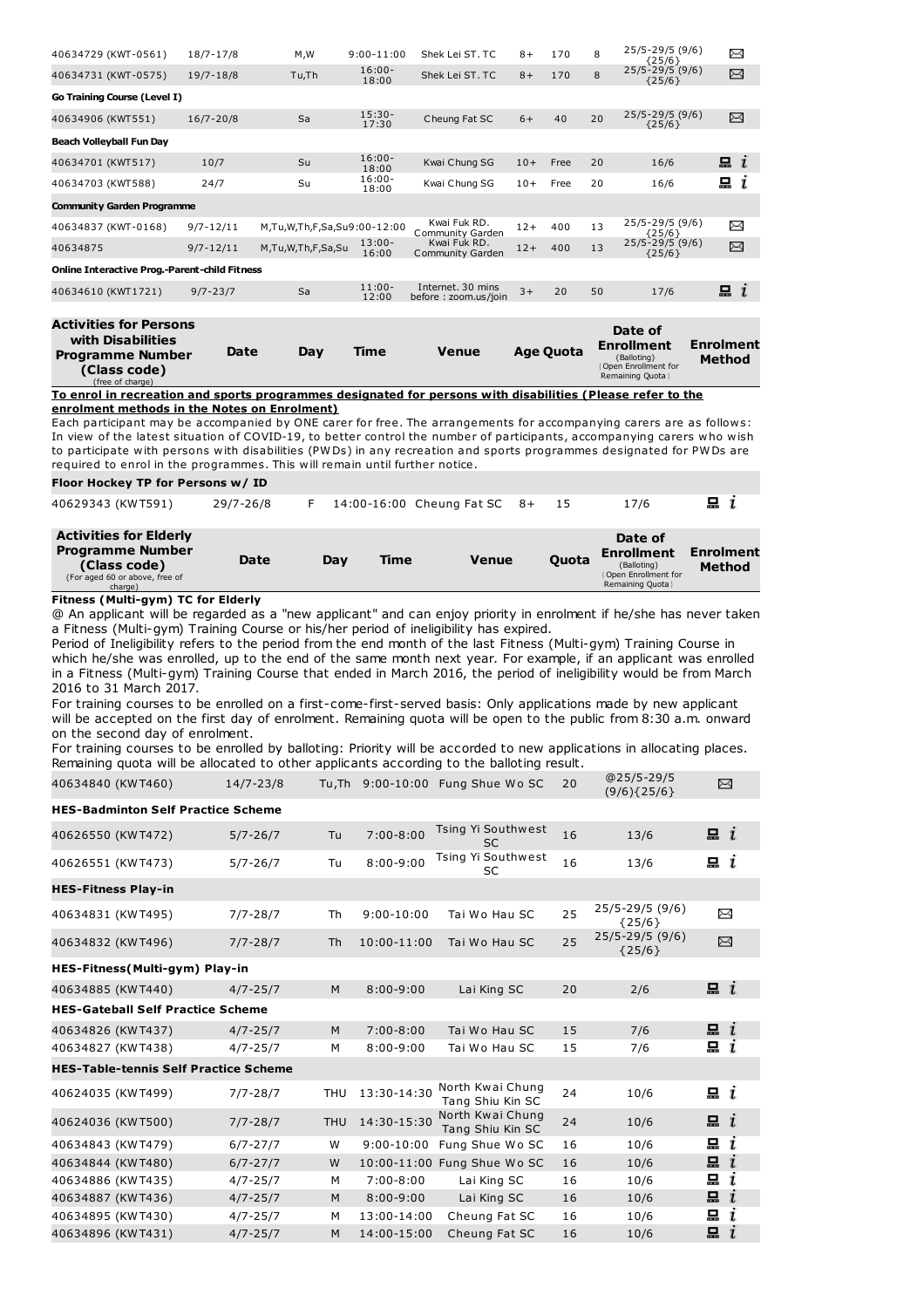| | | | | | | | | | |
|---|---|---|---|---|---|---|---|---|---|
| 40634729 (KWT-0561) | 18/7-17/8 | M,W | 9:00-11:00 | Shek Lei ST. TC | 8+ | 170 | 8 | 25/5-29/5 (9/6) {25/6} | ✉ |
| 40634731 (KWT-0575) | 19/7-18/8 | Tu,Th | 16:00-18:00 | Shek Lei ST. TC | 8+ | 170 | 8 | 25/5-29/5 (9/6) {25/6} | ✉ |
| **Go Training Course (Level I)** | | | | | | | | | |
| 40634906 (KWT551) | 16/7-20/8 | Sa | 15:30-17:30 | Cheung Fat SC | 6+ | 40 | 20 | 25/5-29/5 (9/6) {25/6} | ✉ |
| **Beach Volleyball Fun Day** | | | | | | | | | |
| 40634701 (KWT517) | 10/7 | Su | 16:00-18:00 | Kwai Chung SG | 10+ | Free | 20 | 16/6 | 💻 i |
| 40634703 (KWT588) | 24/7 | Su | 16:00-18:00 | Kwai Chung SG | 10+ | Free | 20 | 16/6 | 💻 i |
| **Community Garden Programme** | | | | | | | | | |
| 40634837 (KWT-0168) | 9/7-12/11 | M,Tu,W,Th,F,Sa,Su | 9:00-12:00 | Kwai Fuk RD. Community Garden | 12+ | 400 | 13 | 25/5-29/5 (9/6) {25/6} | ✉ |
| 40634875 | 9/7-12/11 | M,Tu,W,Th,F,Sa,Su | 13:00-16:00 | Kwai Fuk RD. Community Garden | 12+ | 400 | 13 | 25/5-29/5 (9/6) {25/6} | ✉ |
| **Online Interactive Prog.-Parent-child Fitness** | | | | | | | | | |
| 40634610 (KWT1721) | 9/7-23/7 | Sa | 11:00-12:00 | Internet. 30 mins before : zoom.us/join | 3+ | 20 | 50 | 17/6 | 💻 i |

| Activities for Persons with Disabilities Programme Number (Class code) (free of charge) | Date | Day | Time | Venue | Age | Quota | Date of Enrollment (Balloting) {Open Enrollment for Remaining Quota} | Enrolment Method |
|---|---|---|---|---|---|---|---|---|
| **Floor Hockey TP for Persons w/ ID** | | | | | | | | |
| 40629343 (KWT591) | 29/7-26/8 | F | 14:00-16:00 | Cheung Fat SC | 8+ | 15 | 17/6 | 💻 i |

**To enrol in recreation and sports programmes designated for persons with disabilities (Please refer to the enrolment methods in the Notes on Enrolment)**

Each participant may be accompanied by ONE carer for free. The arrangements for accompanying carers are as follows: In view of the latest situation of COVID-19, to better control the number of participants, accompanying carers who wish to participate with persons with disabilities (PWDs) in any recreation and sports programmes designated for PWDs are required to enrol in the programmes. This will remain until further notice.

| Activities for Elderly Programme Number (Class code) (For aged 60 or above, free of charge) | Date | Day | Time | Venue | Quota | Date of Enrollment (Balloting) {Open Enrollment for Remaining Quota} | Enrolment Method |
|---|---|---|---|---|---|---|---|
| **Fitness (Multi-gym) TC for Elderly** | | | | | | | |
| 40634840 (KWT460) | 14/7-23/8 | Tu,Th | 9:00-10:00 | Fung Shue Wo SC | 20 | @25/5-29/5 (9/6){25/6} | ✉ |
| **HES-Badminton Self Practice Scheme** | | | | | | | |
| 40626550 (KWT472) | 5/7-26/7 | Tu | 7:00-8:00 | Tsing Yi Southwest SC | 16 | 13/6 | 💻 i |
| 40626551 (KWT473) | 5/7-26/7 | Tu | 8:00-9:00 | Tsing Yi Southwest SC | 16 | 13/6 | 💻 i |
| **HES-Fitness Play-in** | | | | | | | |
| 40634831 (KWT495) | 7/7-28/7 | Th | 9:00-10:00 | Tai Wo Hau SC | 25 | 25/5-29/5 (9/6) {25/6} | ✉ |
| 40634832 (KWT496) | 7/7-28/7 | Th | 10:00-11:00 | Tai Wo Hau SC | 25 | 25/5-29/5 (9/6) {25/6} | ✉ |
| **HES-Fitness(Multi-gym) Play-in** | | | | | | | |
| 40634885 (KWT440) | 4/7-25/7 | M | 8:00-9:00 | Lai King SC | 20 | 2/6 | 💻 i |
| **HES-Gateball Self Practice Scheme** | | | | | | | |
| 40634826 (KWT437) | 4/7-25/7 | M | 7:00-8:00 | Tai Wo Hau SC | 15 | 7/6 | 💻 i |
| 40634827 (KWT438) | 4/7-25/7 | M | 8:00-9:00 | Tai Wo Hau SC | 15 | 7/6 | 💻 i |
| **HES-Table-tennis Self Practice Scheme** | | | | | | | |
| 40624035 (KWT499) | 7/7-28/7 | THU | 13:30-14:30 | North Kwai Chung Tang Shiu Kin SC | 24 | 10/6 | 💻 i |
| 40624036 (KWT500) | 7/7-28/7 | THU | 14:30-15:30 | North Kwai Chung Tang Shiu Kin SC | 24 | 10/6 | 💻 i |
| 40634843 (KWT479) | 6/7-27/7 | W | 9:00-10:00 | Fung Shue Wo SC | 16 | 10/6 | 💻 i |
| 40634844 (KWT480) | 6/7-27/7 | W | 10:00-11:00 | Fung Shue Wo SC | 16 | 10/6 | 💻 i |
| 40634886 (KWT435) | 4/7-25/7 | M | 7:00-8:00 | Lai King SC | 16 | 10/6 | 💻 i |
| 40634887 (KWT436) | 4/7-25/7 | M | 8:00-9:00 | Lai King SC | 16 | 10/6 | 💻 i |
| 40634895 (KWT430) | 4/7-25/7 | M | 13:00-14:00 | Cheung Fat SC | 16 | 10/6 | 💻 i |
| 40634896 (KWT431) | 4/7-25/7 | M | 14:00-15:00 | Cheung Fat SC | 16 | 10/6 | 💻 i |

**Fitness (Multi-gym) TC for Elderly**

@ An applicant will be regarded as a "new applicant" and can enjoy priority in enrolment if he/she has never taken a Fitness (Multi-gym) Training Course or his/her period of ineligibility has expired.

Period of Ineligibility refers to the period from the end month of the last Fitness (Multi-gym) Training Course in which he/she was enrolled, up to the end of the same month next year. For example, if an applicant was enrolled in a Fitness (Multi-gym) Training Course that ended in March 2016, the period of ineligibility would be from March 2016 to 31 March 2017.

For training courses to be enrolled on a first-come-first-served basis: Only applications made by new applicant will be accepted on the first day of enrolment. Remaining quota will be open to the public from 8:30 a.m. onward on the second day of enrolment.

For training courses to be enrolled by balloting: Priority will be accorded to new applications in allocating places. Remaining quota will be allocated to other applicants according to the balloting result.